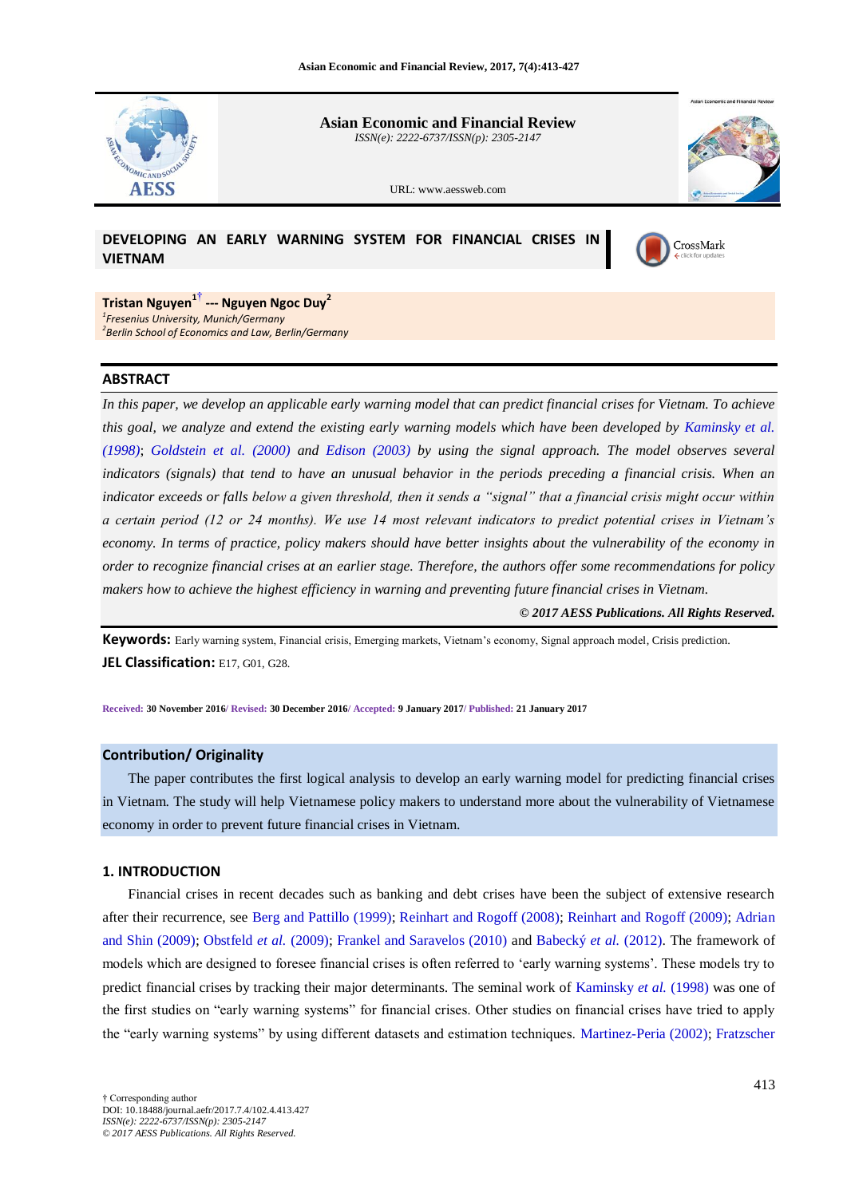Asian Economic and Financial Review

ISSN(e): 2222-6737/ISSN(p): 2305-2147

URL: www.aessweb.com

# DEVELOPING AN EARLY WARNING SYSTEM FOR FINANCIAL CRISES IN VIETNAM

**Tristan Nguyen[1†] --- Nguyen Ngoc Duy[2]**

[1]*Fresenius University, Munich/Germany*

[2]*Berlin School of Economics and Law, Berlin/Germany*

## ABSTRACT

*In this paper, we develop an applicable early warning model that can predict financial crises for Vietnam. To achieve this goal, we analyze and extend the existing early warning models which have been developed by Kaminsky et al. (1998); Goldstein et al. (2000) and Edison (2003) by using the signal approach. The model observes several indicators (signals) that tend to have an unusual behavior in the periods preceding a financial crisis. When an indicator exceeds or falls below a given threshold, then it sends a "signal" that a financial crisis might occur within a certain period (12 or 24 months). We use 14 most relevant indicators to predict potential crises in Vietnam's economy. In terms of practice, policy makers should have better insights about the vulnerability of the economy in order to recognize financial crises at an earlier stage. Therefore, the authors offer some recommendations for policy makers how to achieve the highest efficiency in warning and preventing future financial crises in Vietnam.*

***© 2017 AESS Publications. All Rights Reserved.***

**Keywords:** Early warning system, Financial crisis, Emerging markets, Vietnam's economy, Signal approach model, Crisis prediction.

**JEL Classification:** E17, G01, G28.

**Received:** 30 November 2016/ **Revised:** 30 December 2016/ **Accepted:** 9 January 2017/ **Published:** 21 January 2017

## Contribution/ Originality

The paper contributes the first logical analysis to develop an early warning model for predicting financial crises in Vietnam. The study will help Vietnamese policy makers to understand more about the vulnerability of Vietnamese economy in order to prevent future financial crises in Vietnam.

## 1. INTRODUCTION

Financial crises in recent decades such as banking and debt crises have been the subject of extensive research after their recurrence, see Berg and Pattillo (1999); Reinhart and Rogoff (2008); Reinhart and Rogoff (2009); Adrian and Shin (2009); Obstfeld *et al.* (2009); Frankel and Saravelos (2010) and Babecký *et al.* (2012). The framework of models which are designed to foresee financial crises is often referred to 'early warning systems'. These models try to predict financial crises by tracking their major determinants. The seminal work of Kaminsky *et al.* (1998) was one of the first studies on "early warning systems" for financial crises. Other studies on financial crises have tried to apply the "early warning systems" by using different datasets and estimation techniques. Martinez-Peria (2002); Fratzscher

† Corresponding author

DOI: 10.18488/journal.aefr/2017.7.4/102.4.413.427

*ISSN(e): 2222-6737/ISSN(p): 2305-2147*

*© 2017 AESS Publications. All Rights Reserved.*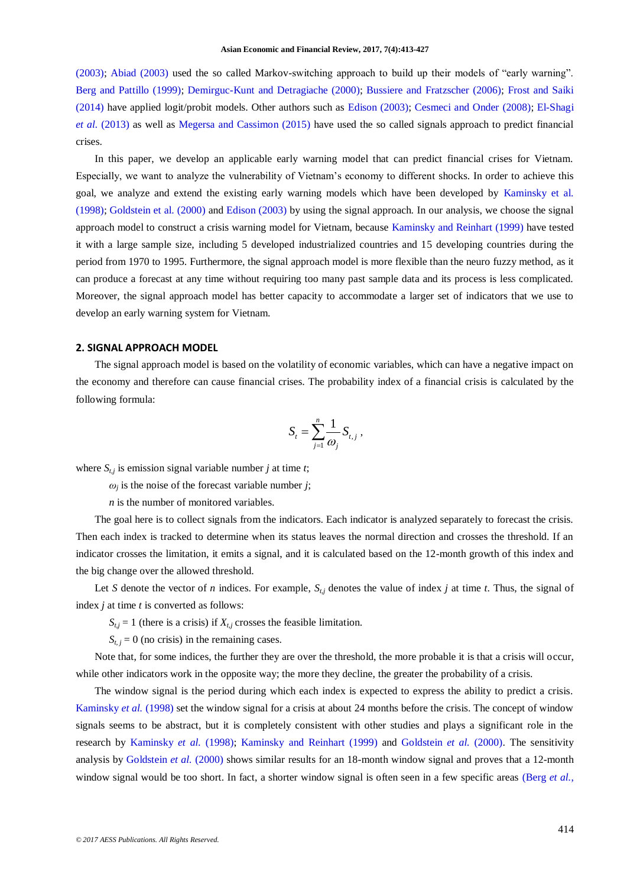(2003); Abiad (2003) used the so called Markov-switching approach to build up their models of "early warning". Berg and Pattillo (1999); Demirguc-Kunt and Detragiache (2000); Bussiere and Fratzscher (2006); Frost and Saiki (2014) have applied logit/probit models. Other authors such as Edison (2003); Cesmeci and Onder (2008); El-Shagi *et al.* (2013) as well as Megersa and Cassimon (2015) have used the so called signals approach to predict financial crises.

In this paper, we develop an applicable early warning model that can predict financial crises for Vietnam. Especially, we want to analyze the vulnerability of Vietnam's economy to different shocks. In order to achieve this goal, we analyze and extend the existing early warning models which have been developed by Kaminsky et al. (1998); Goldstein et al. (2000) and Edison (2003) by using the signal approach. In our analysis, we choose the signal approach model to construct a crisis warning model for Vietnam, because Kaminsky and Reinhart (1999) have tested it with a large sample size, including 5 developed industrialized countries and 15 developing countries during the period from 1970 to 1995. Furthermore, the signal approach model is more flexible than the neuro fuzzy method, as it can produce a forecast at any time without requiring too many past sample data and its process is less complicated. Moreover, the signal approach model has better capacity to accommodate a larger set of indicators that we use to develop an early warning system for Vietnam.

## 2. SIGNAL APPROACH MODEL

The signal approach model is based on the volatility of economic variables, which can have a negative impact on the economy and therefore can cause financial crises. The probability index of a financial crisis is calculated by the following formula:

$$S_t = \sum_{j=1}^{n} \frac{1}{\omega_j} S_{t,j} \,,$$

where $S_{t,j}$ is emission signal variable number $j$ at time $t$;

$\omega_j$ is the noise of the forecast variable number $j$;

$n$ is the number of monitored variables.

The goal here is to collect signals from the indicators. Each indicator is analyzed separately to forecast the crisis. Then each index is tracked to determine when its status leaves the normal direction and crosses the threshold. If an indicator crosses the limitation, it emits a signal, and it is calculated based on the 12-month growth of this index and the big change over the allowed threshold.

Let $S$ denote the vector of $n$ indices. For example, $S_{t,j}$ denotes the value of index $j$ at time $t$. Thus, the signal of index $j$ at time $t$ is converted as follows:

$S_{t,j} = 1$ (there is a crisis) if $X_{t,j}$ crosses the feasible limitation.

$S_{t,j} = 0$ (no crisis) in the remaining cases.

Note that, for some indices, the further they are over the threshold, the more probable it is that a crisis will occur, while other indicators work in the opposite way; the more they decline, the greater the probability of a crisis.

The window signal is the period during which each index is expected to express the ability to predict a crisis. Kaminsky *et al.* (1998) set the window signal for a crisis at about 24 months before the crisis. The concept of window signals seems to be abstract, but it is completely consistent with other studies and plays a significant role in the research by Kaminsky *et al.* (1998); Kaminsky and Reinhart (1999) and Goldstein *et al.* (2000). The sensitivity analysis by Goldstein *et al.* (2000) shows similar results for an 18-month window signal and proves that a 12-month window signal would be too short. In fact, a shorter window signal is often seen in a few specific areas (Berg *et al.*,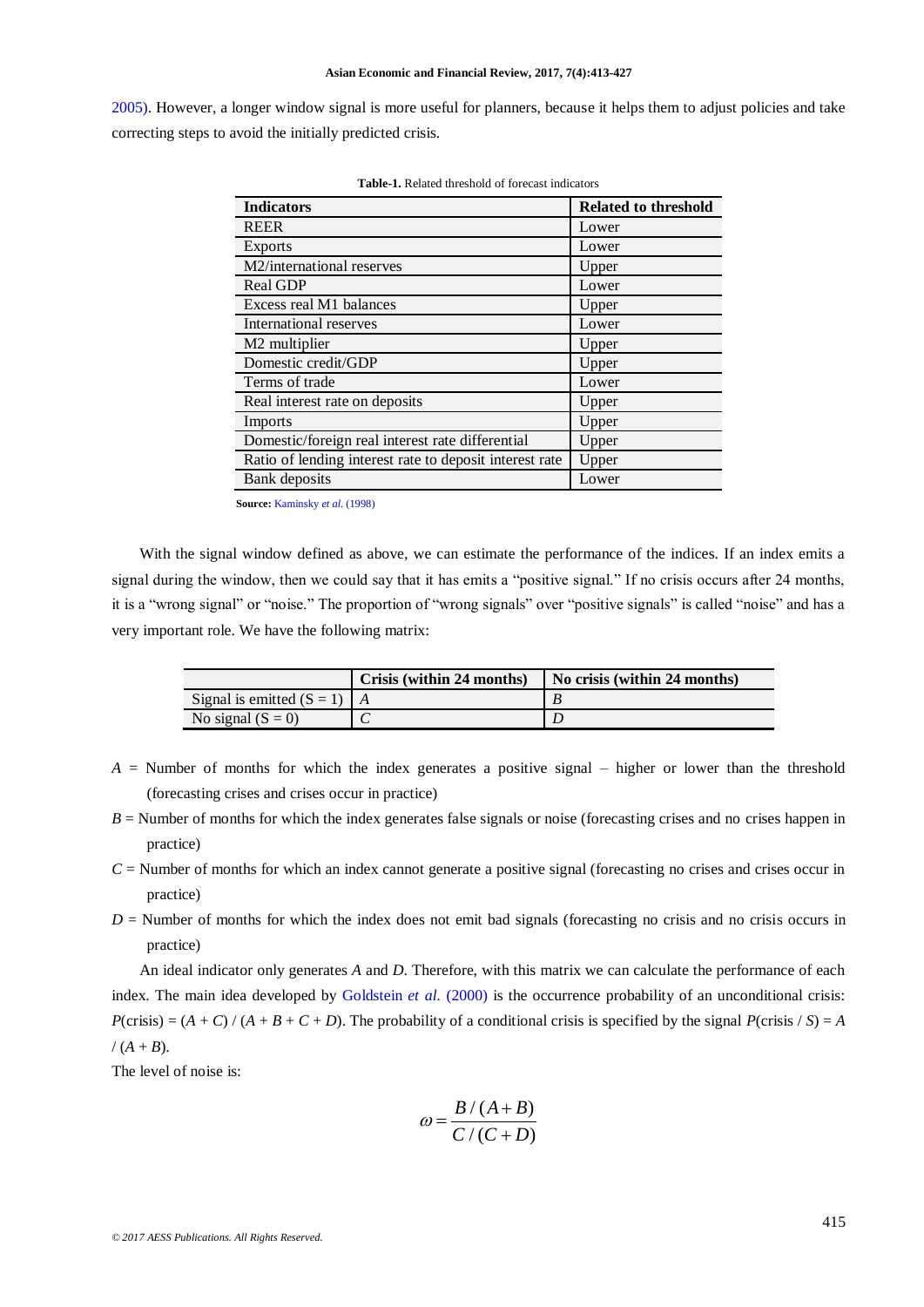2005). However, a longer window signal is more useful for planners, because it helps them to adjust policies and take correcting steps to avoid the initially predicted crisis.

**Table-1.** Related threshold of forecast indicators

| Indicators | Related to threshold |
|---|---|
| REER | Lower |
| Exports | Lower |
| M2/international reserves | Upper |
| Real GDP | Lower |
| Excess real M1 balances | Upper |
| International reserves | Lower |
| M2 multiplier | Upper |
| Domestic credit/GDP | Upper |
| Terms of trade | Lower |
| Real interest rate on deposits | Upper |
| Imports | Upper |
| Domestic/foreign real interest rate differential | Upper |
| Ratio of lending interest rate to deposit interest rate | Upper |
| Bank deposits | Lower |

**Source:** Kaminsky *et al.* (1998)

With the signal window defined as above, we can estimate the performance of the indices. If an index emits a signal during the window, then we could say that it has emits a "positive signal." If no crisis occurs after 24 months, it is a "wrong signal" or "noise." The proportion of "wrong signals" over "positive signals" is called "noise" and has a very important role. We have the following matrix:

| | Crisis (within 24 months) | No crisis (within 24 months) |
|---|---|---|
| Signal is emitted (S = 1) | *A* | *B* |
| No signal (S = 0) | *C* | *D* |

*A* = Number of months for which the index generates a positive signal – higher or lower than the threshold (forecasting crises and crises occur in practice)

*B* = Number of months for which the index generates false signals or noise (forecasting crises and no crises happen in practice)

*C* = Number of months for which an index cannot generate a positive signal (forecasting no crises and crises occur in practice)

*D* = Number of months for which the index does not emit bad signals (forecasting no crisis and no crisis occurs in practice)

An ideal indicator only generates *A* and *D*. Therefore, with this matrix we can calculate the performance of each index. The main idea developed by Goldstein *et al.* (2000) is the occurrence probability of an unconditional crisis: $P(\text{crisis}) = (A + C) / (A + B + C + D)$. The probability of a conditional crisis is specified by the signal $P(\text{crisis} / S) = A / (A + B)$.

The level of noise is:

$$\omega = \frac{B/(A+B)}{C/(C+D)}$$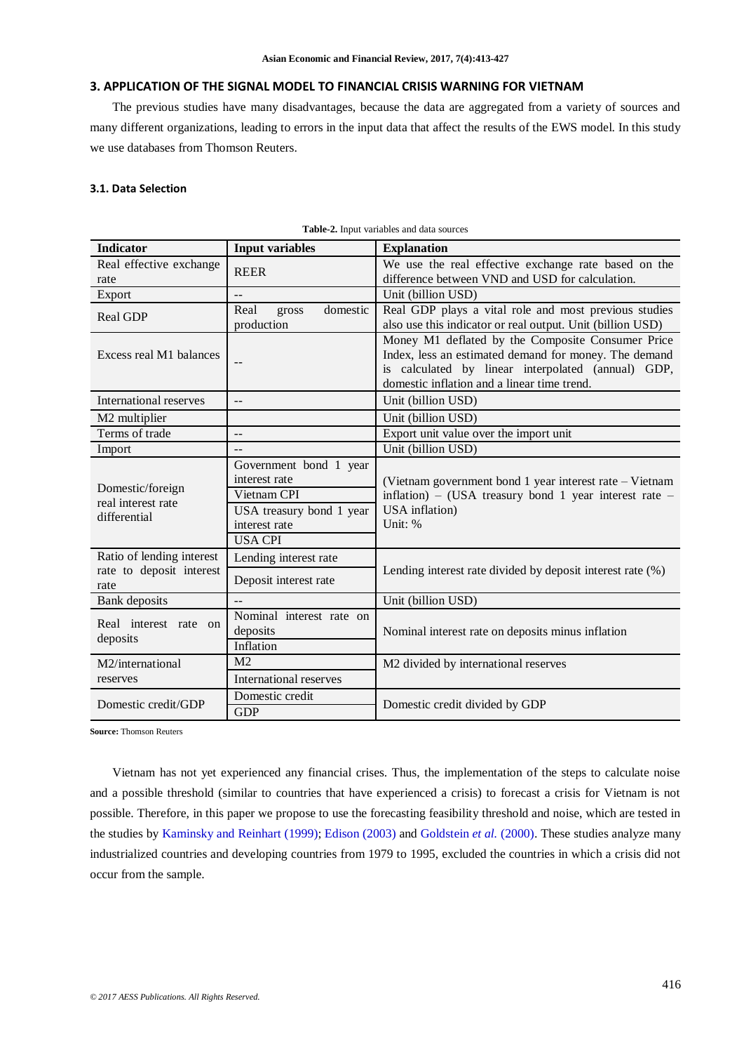## 3. APPLICATION OF THE SIGNAL MODEL TO FINANCIAL CRISIS WARNING FOR VIETNAM

The previous studies have many disadvantages, because the data are aggregated from a variety of sources and many different organizations, leading to errors in the input data that affect the results of the EWS model. In this study we use databases from Thomson Reuters.

### 3.1. Data Selection

**Table-2.** Input variables and data sources

| Indicator | Input variables | Explanation |
|---|---|---|
| Real effective exchange rate | REER | We use the real effective exchange rate based on the difference between VND and USD for calculation. |
| Export | -- | Unit (billion USD) |
| Real GDP | Real gross domestic production | Real GDP plays a vital role and most previous studies also use this indicator or real output. Unit (billion USD) |
| Excess real M1 balances | -- | Money M1 deflated by the Composite Consumer Price Index, less an estimated demand for money. The demand is calculated by linear interpolated (annual) GDP, domestic inflation and a linear time trend. |
| International reserves | -- | Unit (billion USD) |
| M2 multiplier | | Unit (billion USD) |
| Terms of trade | -- | Export unit value over the import unit |
| Import | -- | Unit (billion USD) |
| Domestic/foreign real interest rate differential | Government bond 1 year interest rate | (Vietnam government bond 1 year interest rate – Vietnam inflation) – (USA treasury bond 1 year interest rate – USA inflation) Unit: % |
| | Vietnam CPI | |
| | USA treasury bond 1 year interest rate | |
| | USA CPI | |
| Ratio of lending interest rate to deposit interest rate | Lending interest rate | Lending interest rate divided by deposit interest rate (%) |
| | Deposit interest rate | |
| Bank deposits | -- | Unit (billion USD) |
| Real interest rate on deposits | Nominal interest rate on deposits | Nominal interest rate on deposits minus inflation |
| | Inflation | |
| M2/international reserves | M2 | M2 divided by international reserves |
| | International reserves | |
| Domestic credit/GDP | Domestic credit | Domestic credit divided by GDP |
| | GDP | |

**Source:** Thomson Reuters

Vietnam has not yet experienced any financial crises. Thus, the implementation of the steps to calculate noise and a possible threshold (similar to countries that have experienced a crisis) to forecast a crisis for Vietnam is not possible. Therefore, in this paper we propose to use the forecasting feasibility threshold and noise, which are tested in the studies by Kaminsky and Reinhart (1999); Edison (2003) and Goldstein *et al.* (2000). These studies analyze many industrialized countries and developing countries from 1979 to 1995, excluded the countries in which a crisis did not occur from the sample.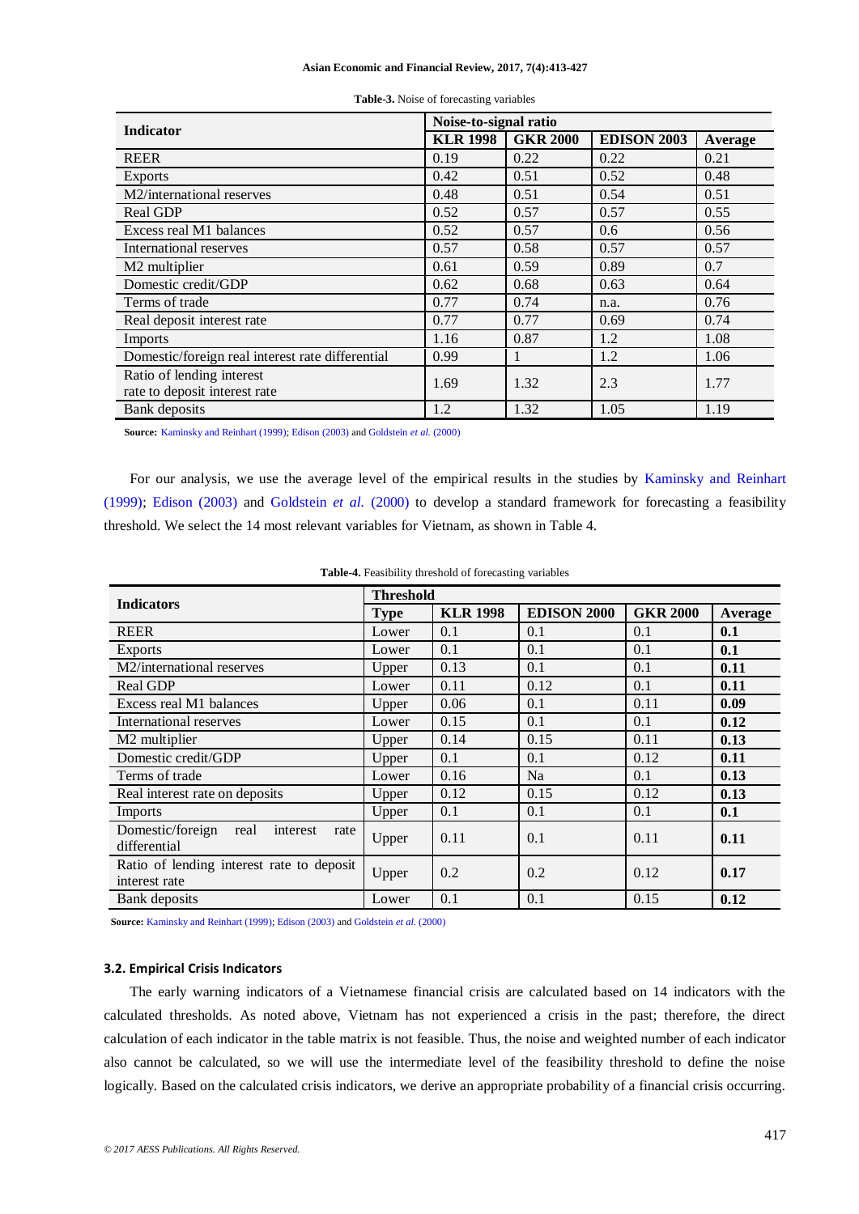**Table-3.** Noise of forecasting variables

| Indicator | Noise-to-signal ratio | | | |
|---|---|---|---|---|
| | KLR 1998 | GKR 2000 | EDISON 2003 | Average |
| REER | 0.19 | 0.22 | 0.22 | 0.21 |
| Exports | 0.42 | 0.51 | 0.52 | 0.48 |
| M2/international reserves | 0.48 | 0.51 | 0.54 | 0.51 |
| Real GDP | 0.52 | 0.57 | 0.57 | 0.55 |
| Excess real M1 balances | 0.52 | 0.57 | 0.6 | 0.56 |
| International reserves | 0.57 | 0.58 | 0.57 | 0.57 |
| M2 multiplier | 0.61 | 0.59 | 0.89 | 0.7 |
| Domestic credit/GDP | 0.62 | 0.68 | 0.63 | 0.64 |
| Terms of trade | 0.77 | 0.74 | n.a. | 0.76 |
| Real deposit interest rate | 0.77 | 0.77 | 0.69 | 0.74 |
| Imports | 1.16 | 0.87 | 1.2 | 1.08 |
| Domestic/foreign real interest rate differential | 0.99 | 1 | 1.2 | 1.06 |
| Ratio of lending interest rate to deposit interest rate | 1.69 | 1.32 | 2.3 | 1.77 |
| Bank deposits | 1.2 | 1.32 | 1.05 | 1.19 |

**Source:** Kaminsky and Reinhart (1999); Edison (2003) and Goldstein *et al.* (2000)

For our analysis, we use the average level of the empirical results in the studies by Kaminsky and Reinhart (1999); Edison (2003) and Goldstein *et al.* (2000) to develop a standard framework for forecasting a feasibility threshold. We select the 14 most relevant variables for Vietnam, as shown in Table 4.

**Table-4.** Feasibility threshold of forecasting variables

| Indicators | Threshold | | | | |
|---|---|---|---|---|---|
| | Type | KLR 1998 | EDISON 2000 | GKR 2000 | Average |
| REER | Lower | 0.1 | 0.1 | 0.1 | **0.1** |
| Exports | Lower | 0.1 | 0.1 | 0.1 | **0.1** |
| M2/international reserves | Upper | 0.13 | 0.1 | 0.1 | **0.11** |
| Real GDP | Lower | 0.11 | 0.12 | 0.1 | **0.11** |
| Excess real M1 balances | Upper | 0.06 | 0.1 | 0.11 | **0.09** |
| International reserves | Lower | 0.15 | 0.1 | 0.1 | **0.12** |
| M2 multiplier | Upper | 0.14 | 0.15 | 0.11 | **0.13** |
| Domestic credit/GDP | Upper | 0.1 | 0.1 | 0.12 | **0.11** |
| Terms of trade | Lower | 0.16 | Na | 0.1 | **0.13** |
| Real interest rate on deposits | Upper | 0.12 | 0.15 | 0.12 | **0.13** |
| Imports | Upper | 0.1 | 0.1 | 0.1 | **0.1** |
| Domestic/foreign real interest rate differential | Upper | 0.11 | 0.1 | 0.11 | **0.11** |
| Ratio of lending interest rate to deposit interest rate | Upper | 0.2 | 0.2 | 0.12 | **0.17** |
| Bank deposits | Lower | 0.1 | 0.1 | 0.15 | **0.12** |

**Source:** Kaminsky and Reinhart (1999); Edison (2003) and Goldstein *et al.* (2000)

### 3.2. Empirical Crisis Indicators

The early warning indicators of a Vietnamese financial crisis are calculated based on 14 indicators with the calculated thresholds. As noted above, Vietnam has not experienced a crisis in the past; therefore, the direct calculation of each indicator in the table matrix is not feasible. Thus, the noise and weighted number of each indicator also cannot be calculated, so we will use the intermediate level of the feasibility threshold to define the noise logically. Based on the calculated crisis indicators, we derive an appropriate probability of a financial crisis occurring.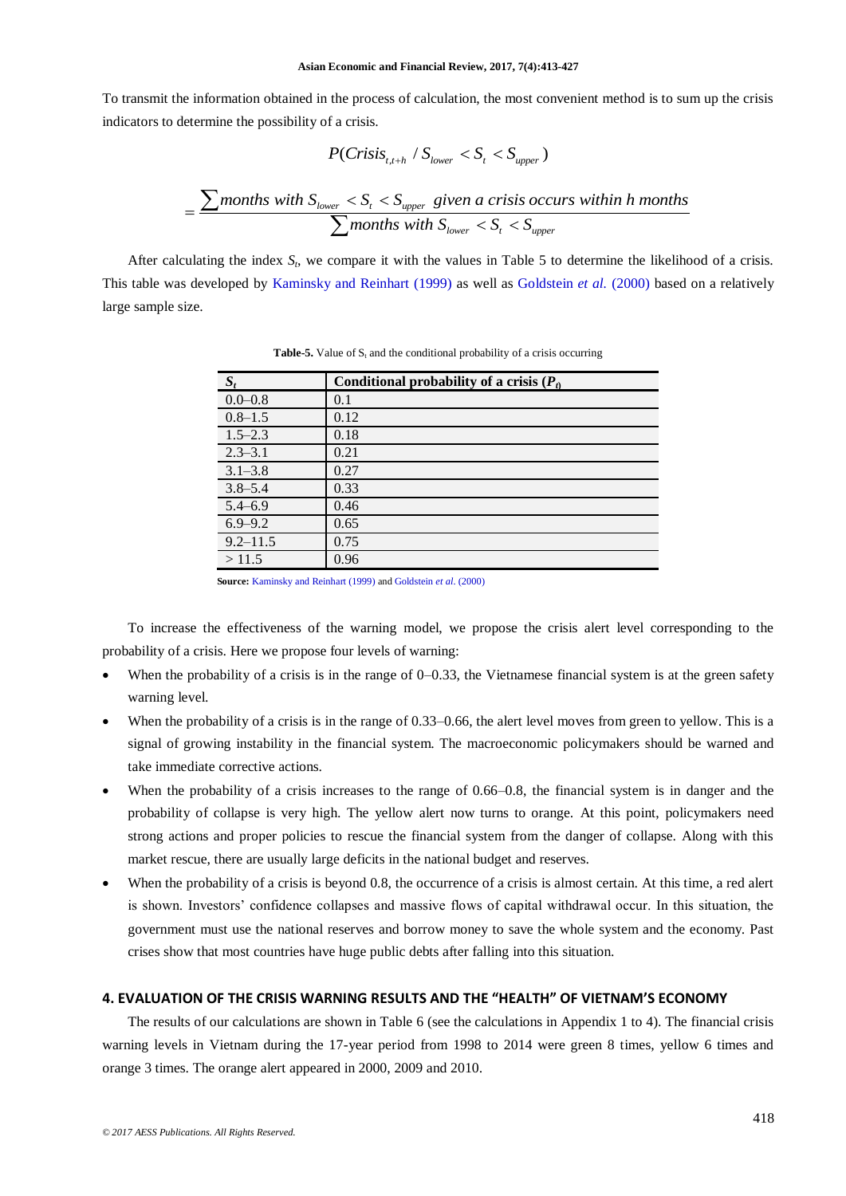To transmit the information obtained in the process of calculation, the most convenient method is to sum up the crisis indicators to determine the possibility of a crisis.

$$P(Crisis_{t,t+h} / S_{lower} < S_t < S_{upper})$$

$$= \frac{\sum months\ with\ S_{lower} < S_t < S_{upper}\ given\ a\ crisis\ occurs\ within\ h\ months}{\sum months\ with\ S_{lower} < S_t < S_{upper}}$$

After calculating the index $S_t$, we compare it with the values in Table 5 to determine the likelihood of a crisis. This table was developed by Kaminsky and Reinhart (1999) as well as Goldstein *et al.* (2000) based on a relatively large sample size.

**Table-5.** Value of $S_t$ and the conditional probability of a crisis occurring

| $S_t$ | Conditional probability of a crisis ($P_t$) |
|---|---|
| 0.0–0.8 | 0.1 |
| 0.8–1.5 | 0.12 |
| 1.5–2.3 | 0.18 |
| 2.3–3.1 | 0.21 |
| 3.1–3.8 | 0.27 |
| 3.8–5.4 | 0.33 |
| 5.4–6.9 | 0.46 |
| 6.9–9.2 | 0.65 |
| 9.2–11.5 | 0.75 |
| > 11.5 | 0.96 |

**Source:** Kaminsky and Reinhart (1999) and Goldstein *et al*. (2000)

To increase the effectiveness of the warning model, we propose the crisis alert level corresponding to the probability of a crisis. Here we propose four levels of warning:

- When the probability of a crisis is in the range of 0–0.33, the Vietnamese financial system is at the green safety warning level.
- When the probability of a crisis is in the range of 0.33–0.66, the alert level moves from green to yellow. This is a signal of growing instability in the financial system. The macroeconomic policymakers should be warned and take immediate corrective actions.
- When the probability of a crisis increases to the range of 0.66–0.8, the financial system is in danger and the probability of collapse is very high. The yellow alert now turns to orange. At this point, policymakers need strong actions and proper policies to rescue the financial system from the danger of collapse. Along with this market rescue, there are usually large deficits in the national budget and reserves.
- When the probability of a crisis is beyond 0.8, the occurrence of a crisis is almost certain. At this time, a red alert is shown. Investors' confidence collapses and massive flows of capital withdrawal occur. In this situation, the government must use the national reserves and borrow money to save the whole system and the economy. Past crises show that most countries have huge public debts after falling into this situation.

## 4. EVALUATION OF THE CRISIS WARNING RESULTS AND THE "HEALTH" OF VIETNAM'S ECONOMY

The results of our calculations are shown in Table 6 (see the calculations in Appendix 1 to 4). The financial crisis warning levels in Vietnam during the 17-year period from 1998 to 2014 were green 8 times, yellow 6 times and orange 3 times. The orange alert appeared in 2000, 2009 and 2010.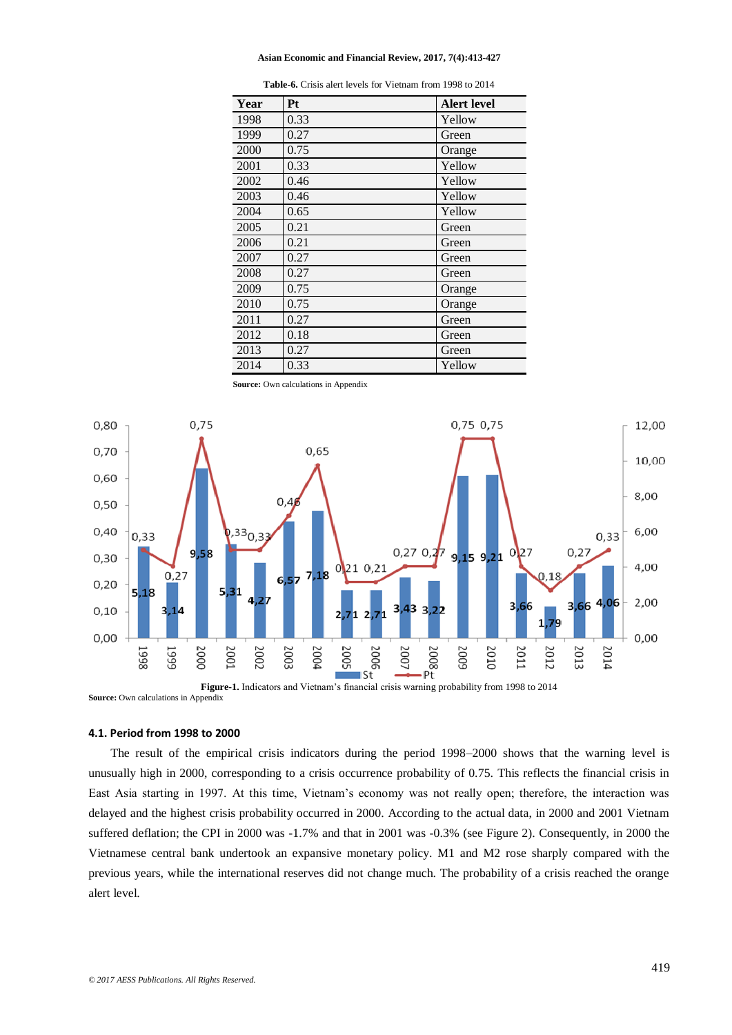**Table-6.** Crisis alert levels for Vietnam from 1998 to 2014

| Year | Pt | Alert level |
|---|---|---|
| 1998 | 0.33 | Yellow |
| 1999 | 0.27 | Green |
| 2000 | 0.75 | Orange |
| 2001 | 0.33 | Yellow |
| 2002 | 0.46 | Yellow |
| 2003 | 0.46 | Yellow |
| 2004 | 0.65 | Yellow |
| 2005 | 0.21 | Green |
| 2006 | 0.21 | Green |
| 2007 | 0.27 | Green |
| 2008 | 0.27 | Green |
| 2009 | 0.75 | Orange |
| 2010 | 0.75 | Orange |
| 2011 | 0.27 | Green |
| 2012 | 0.18 | Green |
| 2013 | 0.27 | Green |
| 2014 | 0.33 | Yellow |

**Source:** Own calculations in Appendix

**Figure-1.** Indicators and Vietnam's financial crisis warning probability from 1998 to 2014

**Source:** Own calculations in Appendix

### 4.1. Period from 1998 to 2000

The result of the empirical crisis indicators during the period 1998–2000 shows that the warning level is unusually high in 2000, corresponding to a crisis occurrence probability of 0.75. This reflects the financial crisis in East Asia starting in 1997. At this time, Vietnam's economy was not really open; therefore, the interaction was delayed and the highest crisis probability occurred in 2000. According to the actual data, in 2000 and 2001 Vietnam suffered deflation; the CPI in 2000 was -1.7% and that in 2001 was -0.3% (see Figure 2). Consequently, in 2000 the Vietnamese central bank undertook an expansive monetary policy. M1 and M2 rose sharply compared with the previous years, while the international reserves did not change much. The probability of a crisis reached the orange alert level.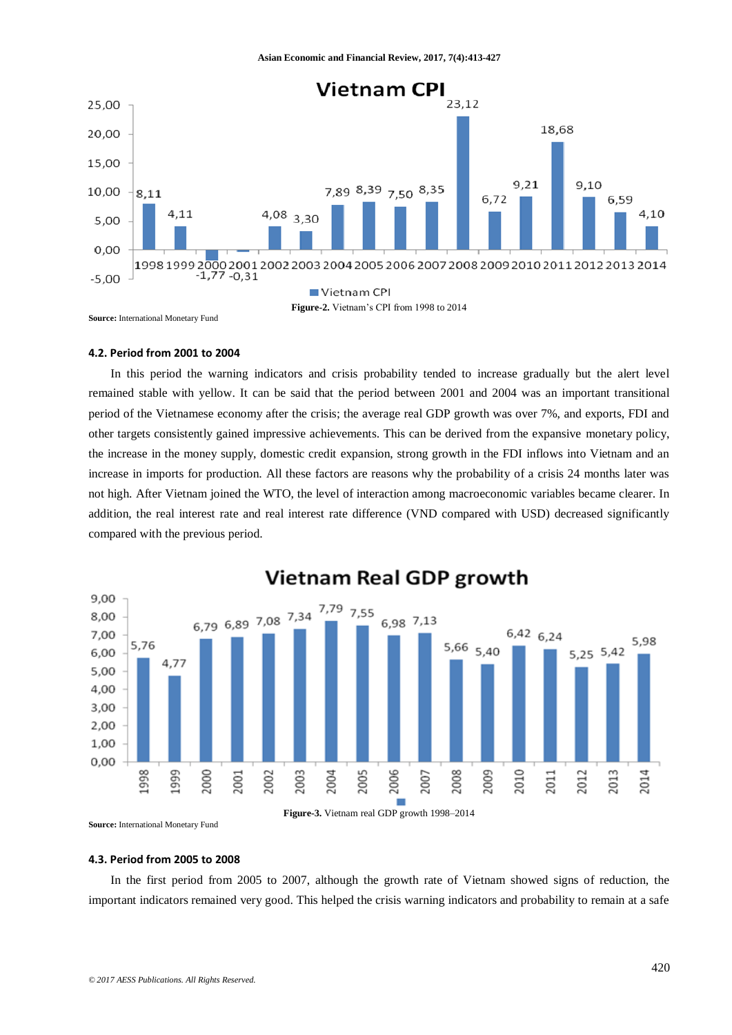Source: International Monetary Fund

**Figure-2.** Vietnam's CPI from 1998 to 2014

### 4.2. Period from 2001 to 2004

In this period the warning indicators and crisis probability tended to increase gradually but the alert level remained stable with yellow. It can be said that the period between 2001 and 2004 was an important transitional period of the Vietnamese economy after the crisis; the average real GDP growth was over 7%, and exports, FDI and other targets consistently gained impressive achievements. This can be derived from the expansive monetary policy, the increase in the money supply, domestic credit expansion, strong growth in the FDI inflows into Vietnam and an increase in imports for production. All these factors are reasons why the probability of a crisis 24 months later was not high. After Vietnam joined the WTO, the level of interaction among macroeconomic variables became clearer. In addition, the real interest rate and real interest rate difference (VND compared with USD) decreased significantly compared with the previous period.

**Figure-3.** Vietnam real GDP growth 1998–2014

Source: International Monetary Fund

### 4.3. Period from 2005 to 2008

In the first period from 2005 to 2007, although the growth rate of Vietnam showed signs of reduction, the important indicators remained very good. This helped the crisis warning indicators and probability to remain at a safe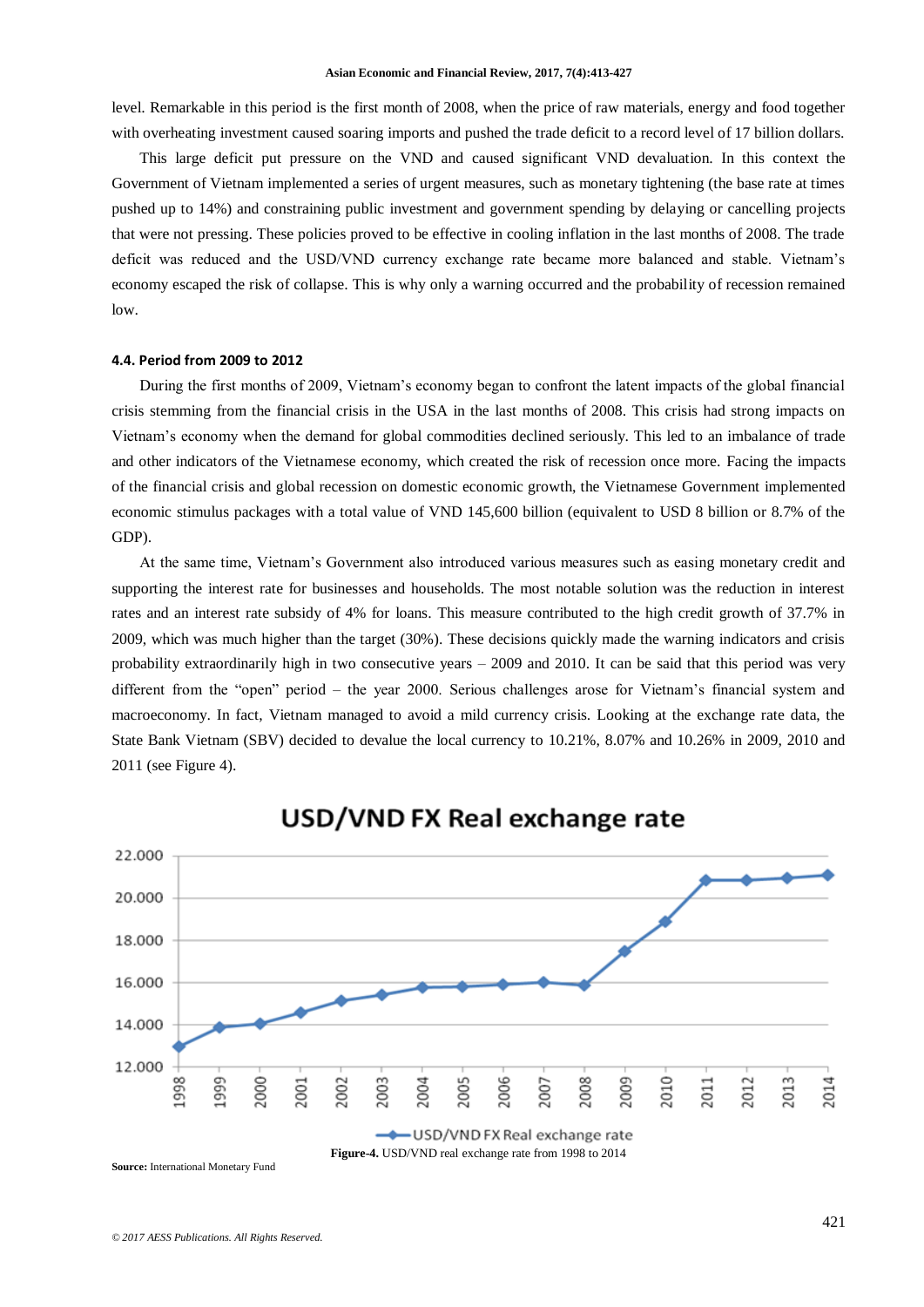level. Remarkable in this period is the first month of 2008, when the price of raw materials, energy and food together with overheating investment caused soaring imports and pushed the trade deficit to a record level of 17 billion dollars.

This large deficit put pressure on the VND and caused significant VND devaluation. In this context the Government of Vietnam implemented a series of urgent measures, such as monetary tightening (the base rate at times pushed up to 14%) and constraining public investment and government spending by delaying or cancelling projects that were not pressing. These policies proved to be effective in cooling inflation in the last months of 2008. The trade deficit was reduced and the USD/VND currency exchange rate became more balanced and stable. Vietnam's economy escaped the risk of collapse. This is why only a warning occurred and the probability of recession remained low.

### 4.4. Period from 2009 to 2012

During the first months of 2009, Vietnam's economy began to confront the latent impacts of the global financial crisis stemming from the financial crisis in the USA in the last months of 2008. This crisis had strong impacts on Vietnam's economy when the demand for global commodities declined seriously. This led to an imbalance of trade and other indicators of the Vietnamese economy, which created the risk of recession once more. Facing the impacts of the financial crisis and global recession on domestic economic growth, the Vietnamese Government implemented economic stimulus packages with a total value of VND 145,600 billion (equivalent to USD 8 billion or 8.7% of the GDP).

At the same time, Vietnam's Government also introduced various measures such as easing monetary credit and supporting the interest rate for businesses and households. The most notable solution was the reduction in interest rates and an interest rate subsidy of 4% for loans. This measure contributed to the high credit growth of 37.7% in 2009, which was much higher than the target (30%). These decisions quickly made the warning indicators and crisis probability extraordinarily high in two consecutive years – 2009 and 2010. It can be said that this period was very different from the "open" period – the year 2000. Serious challenges arose for Vietnam's financial system and macroeconomy. In fact, Vietnam managed to avoid a mild currency crisis. Looking at the exchange rate data, the State Bank Vietnam (SBV) decided to devalue the local currency to 10.21%, 8.07% and 10.26% in 2009, 2010 and 2011 (see Figure 4).

**Figure-4.** USD/VND real exchange rate from 1998 to 2014

**Source:** International Monetary Fund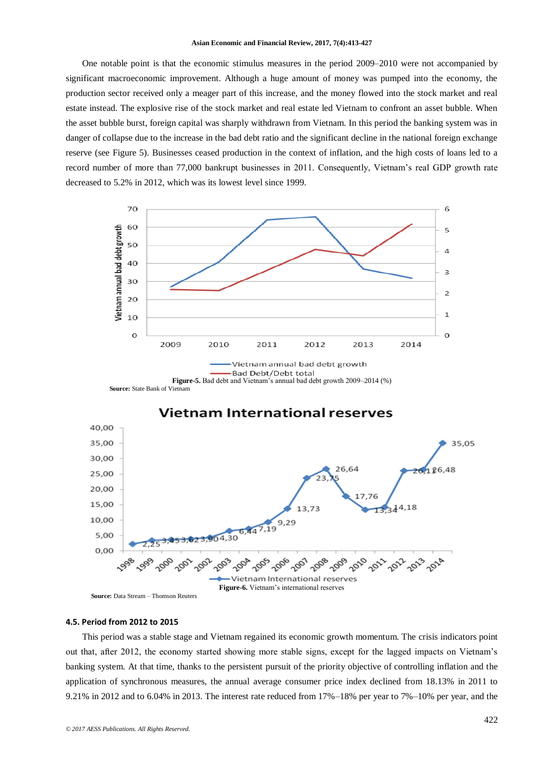One notable point is that the economic stimulus measures in the period 2009–2010 were not accompanied by significant macroeconomic improvement. Although a huge amount of money was pumped into the economy, the production sector received only a meager part of this increase, and the money flowed into the stock market and real estate instead. The explosive rise of the stock market and real estate led Vietnam to confront an asset bubble. When the asset bubble burst, foreign capital was sharply withdrawn from Vietnam. In this period the banking system was in danger of collapse due to the increase in the bad debt ratio and the significant decline in the national foreign exchange reserve (see Figure 5). Businesses ceased production in the context of inflation, and the high costs of loans led to a record number of more than 77,000 bankrupt businesses in 2011. Consequently, Vietnam's real GDP growth rate decreased to 5.2% in 2012, which was its lowest level since 1999.

**Figure-5.** Bad debt and Vietnam's annual bad debt growth 2009–2014 (%)

**Source:** State Bank of Vietnam

**Figure-6.** Vietnam's international reserves

**Source:** Data Stream – Thomson Reuters

#### 4.5. Period from 2012 to 2015

This period was a stable stage and Vietnam regained its economic growth momentum. The crisis indicators point out that, after 2012, the economy started showing more stable signs, except for the lagged impacts on Vietnam's banking system. At that time, thanks to the persistent pursuit of the priority objective of controlling inflation and the application of synchronous measures, the annual average consumer price index declined from 18.13% in 2011 to 9.21% in 2012 and to 6.04% in 2013. The interest rate reduced from 17%–18% per year to 7%–10% per year, and the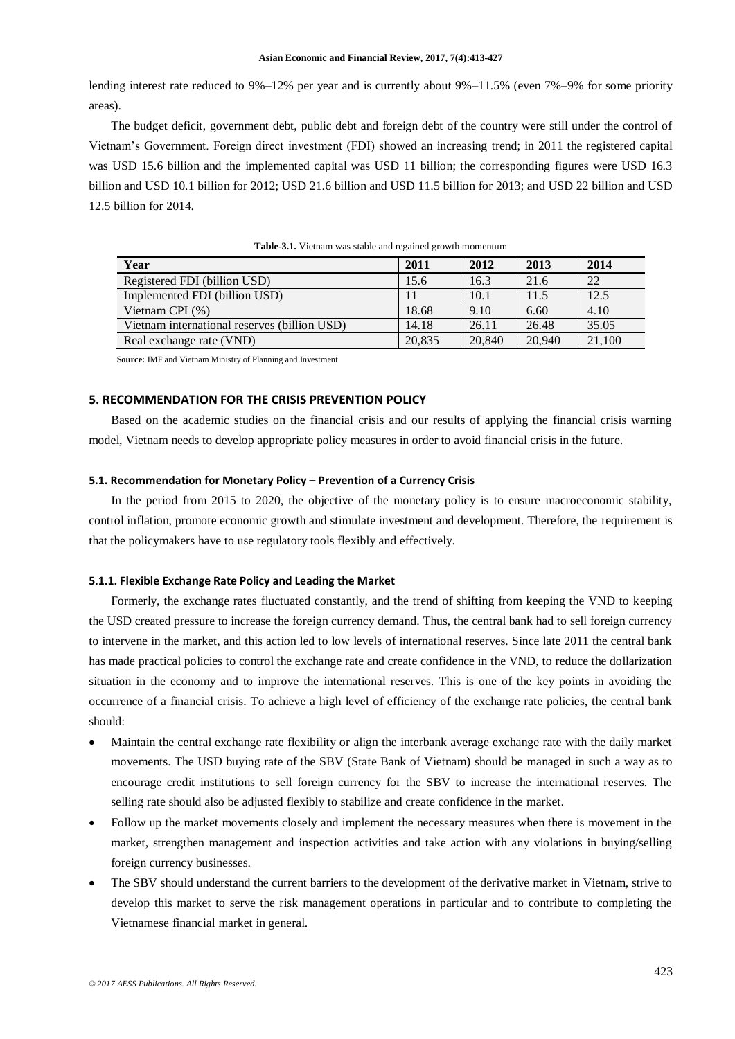lending interest rate reduced to 9%–12% per year and is currently about 9%–11.5% (even 7%–9% for some priority areas).

The budget deficit, government debt, public debt and foreign debt of the country were still under the control of Vietnam's Government. Foreign direct investment (FDI) showed an increasing trend; in 2011 the registered capital was USD 15.6 billion and the implemented capital was USD 11 billion; the corresponding figures were USD 16.3 billion and USD 10.1 billion for 2012; USD 21.6 billion and USD 11.5 billion for 2013; and USD 22 billion and USD 12.5 billion for 2014.

**Table-3.1.** Vietnam was stable and regained growth momentum

| Year | 2011 | 2012 | 2013 | 2014 |
|---|---|---|---|---|
| Registered FDI (billion USD) | 15.6 | 16.3 | 21.6 | 22 |
| Implemented FDI (billion USD) | 11 | 10.1 | 11.5 | 12.5 |
| Vietnam CPI (%) | 18.68 | 9.10 | 6.60 | 4.10 |
| Vietnam international reserves (billion USD) | 14.18 | 26.11 | 26.48 | 35.05 |
| Real exchange rate (VND) | 20,835 | 20,840 | 20,940 | 21,100 |

**Source:** IMF and Vietnam Ministry of Planning and Investment

## 5. RECOMMENDATION FOR THE CRISIS PREVENTION POLICY

Based on the academic studies on the financial crisis and our results of applying the financial crisis warning model, Vietnam needs to develop appropriate policy measures in order to avoid financial crisis in the future.

### 5.1. Recommendation for Monetary Policy – Prevention of a Currency Crisis

In the period from 2015 to 2020, the objective of the monetary policy is to ensure macroeconomic stability, control inflation, promote economic growth and stimulate investment and development. Therefore, the requirement is that the policymakers have to use regulatory tools flexibly and effectively.

#### 5.1.1. Flexible Exchange Rate Policy and Leading the Market

Formerly, the exchange rates fluctuated constantly, and the trend of shifting from keeping the VND to keeping the USD created pressure to increase the foreign currency demand. Thus, the central bank had to sell foreign currency to intervene in the market, and this action led to low levels of international reserves. Since late 2011 the central bank has made practical policies to control the exchange rate and create confidence in the VND, to reduce the dollarization situation in the economy and to improve the international reserves. This is one of the key points in avoiding the occurrence of a financial crisis. To achieve a high level of efficiency of the exchange rate policies, the central bank should:

- Maintain the central exchange rate flexibility or align the interbank average exchange rate with the daily market movements. The USD buying rate of the SBV (State Bank of Vietnam) should be managed in such a way as to encourage credit institutions to sell foreign currency for the SBV to increase the international reserves. The selling rate should also be adjusted flexibly to stabilize and create confidence in the market.
- Follow up the market movements closely and implement the necessary measures when there is movement in the market, strengthen management and inspection activities and take action with any violations in buying/selling foreign currency businesses.
- The SBV should understand the current barriers to the development of the derivative market in Vietnam, strive to develop this market to serve the risk management operations in particular and to contribute to completing the Vietnamese financial market in general.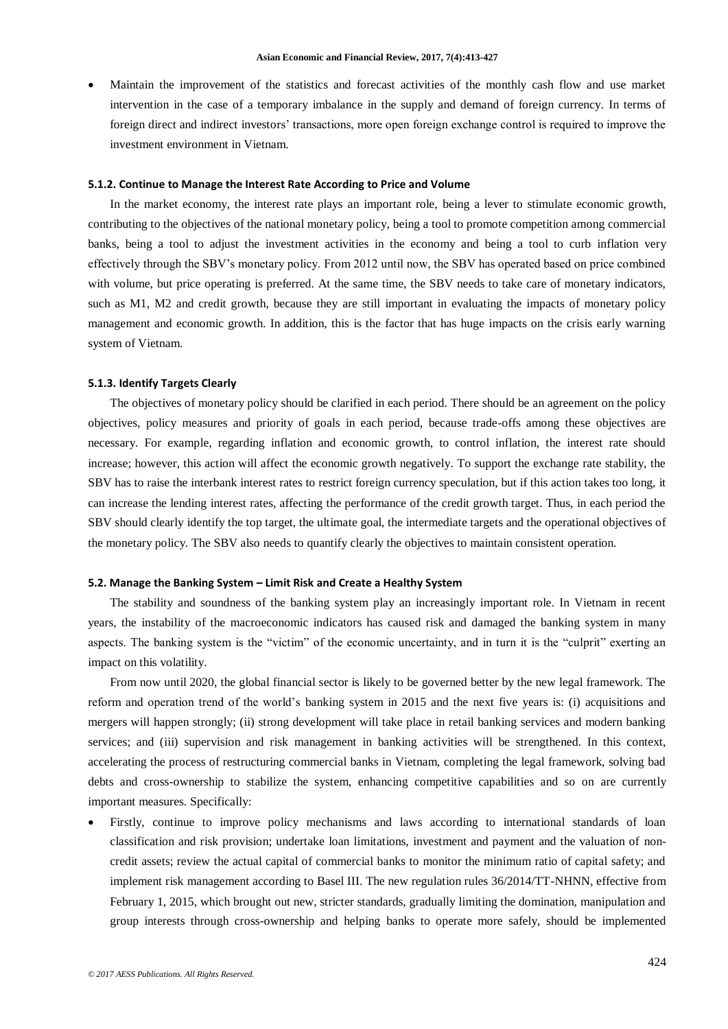- Maintain the improvement of the statistics and forecast activities of the monthly cash flow and use market intervention in the case of a temporary imbalance in the supply and demand of foreign currency. In terms of foreign direct and indirect investors' transactions, more open foreign exchange control is required to improve the investment environment in Vietnam.

#### 5.1.2. Continue to Manage the Interest Rate According to Price and Volume

In the market economy, the interest rate plays an important role, being a lever to stimulate economic growth, contributing to the objectives of the national monetary policy, being a tool to promote competition among commercial banks, being a tool to adjust the investment activities in the economy and being a tool to curb inflation very effectively through the SBV's monetary policy. From 2012 until now, the SBV has operated based on price combined with volume, but price operating is preferred. At the same time, the SBV needs to take care of monetary indicators, such as M1, M2 and credit growth, because they are still important in evaluating the impacts of monetary policy management and economic growth. In addition, this is the factor that has huge impacts on the crisis early warning system of Vietnam.

#### 5.1.3. Identify Targets Clearly

The objectives of monetary policy should be clarified in each period. There should be an agreement on the policy objectives, policy measures and priority of goals in each period, because trade-offs among these objectives are necessary. For example, regarding inflation and economic growth, to control inflation, the interest rate should increase; however, this action will affect the economic growth negatively. To support the exchange rate stability, the SBV has to raise the interbank interest rates to restrict foreign currency speculation, but if this action takes too long, it can increase the lending interest rates, affecting the performance of the credit growth target. Thus, in each period the SBV should clearly identify the top target, the ultimate goal, the intermediate targets and the operational objectives of the monetary policy. The SBV also needs to quantify clearly the objectives to maintain consistent operation.

### 5.2. Manage the Banking System – Limit Risk and Create a Healthy System

The stability and soundness of the banking system play an increasingly important role. In Vietnam in recent years, the instability of the macroeconomic indicators has caused risk and damaged the banking system in many aspects. The banking system is the "victim" of the economic uncertainty, and in turn it is the "culprit" exerting an impact on this volatility.

From now until 2020, the global financial sector is likely to be governed better by the new legal framework. The reform and operation trend of the world's banking system in 2015 and the next five years is: (i) acquisitions and mergers will happen strongly; (ii) strong development will take place in retail banking services and modern banking services; and (iii) supervision and risk management in banking activities will be strengthened. In this context, accelerating the process of restructuring commercial banks in Vietnam, completing the legal framework, solving bad debts and cross-ownership to stabilize the system, enhancing competitive capabilities and so on are currently important measures. Specifically:

- Firstly, continue to improve policy mechanisms and laws according to international standards of loan classification and risk provision; undertake loan limitations, investment and payment and the valuation of non-credit assets; review the actual capital of commercial banks to monitor the minimum ratio of capital safety; and implement risk management according to Basel III. The new regulation rules 36/2014/TT-NHNN, effective from February 1, 2015, which brought out new, stricter standards, gradually limiting the domination, manipulation and group interests through cross-ownership and helping banks to operate more safely, should be implemented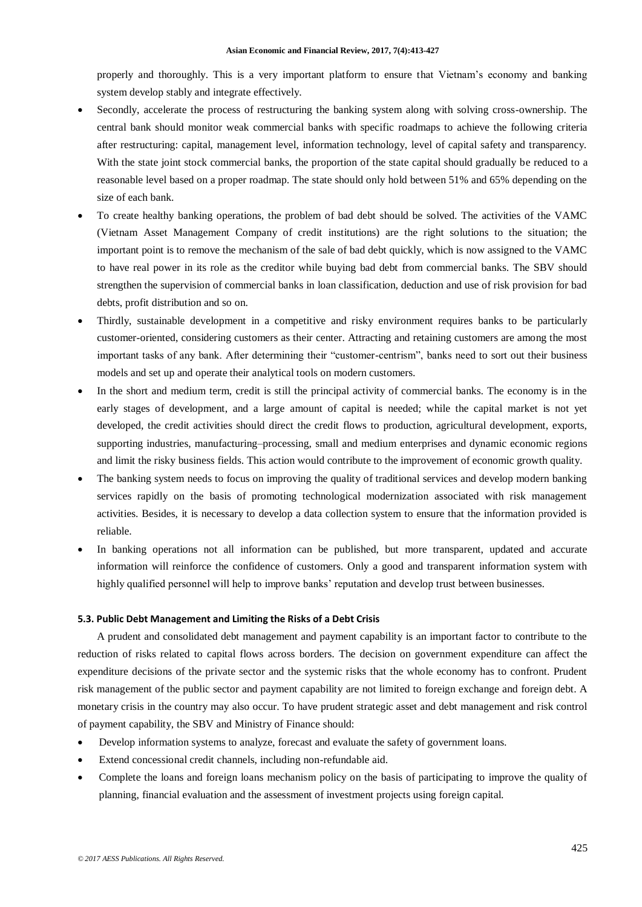properly and thoroughly. This is a very important platform to ensure that Vietnam's economy and banking system develop stably and integrate effectively.

- Secondly, accelerate the process of restructuring the banking system along with solving cross-ownership. The central bank should monitor weak commercial banks with specific roadmaps to achieve the following criteria after restructuring: capital, management level, information technology, level of capital safety and transparency. With the state joint stock commercial banks, the proportion of the state capital should gradually be reduced to a reasonable level based on a proper roadmap. The state should only hold between 51% and 65% depending on the size of each bank.
- To create healthy banking operations, the problem of bad debt should be solved. The activities of the VAMC (Vietnam Asset Management Company of credit institutions) are the right solutions to the situation; the important point is to remove the mechanism of the sale of bad debt quickly, which is now assigned to the VAMC to have real power in its role as the creditor while buying bad debt from commercial banks. The SBV should strengthen the supervision of commercial banks in loan classification, deduction and use of risk provision for bad debts, profit distribution and so on.
- Thirdly, sustainable development in a competitive and risky environment requires banks to be particularly customer-oriented, considering customers as their center. Attracting and retaining customers are among the most important tasks of any bank. After determining their "customer-centrism", banks need to sort out their business models and set up and operate their analytical tools on modern customers.
- In the short and medium term, credit is still the principal activity of commercial banks. The economy is in the early stages of development, and a large amount of capital is needed; while the capital market is not yet developed, the credit activities should direct the credit flows to production, agricultural development, exports, supporting industries, manufacturing–processing, small and medium enterprises and dynamic economic regions and limit the risky business fields. This action would contribute to the improvement of economic growth quality.
- The banking system needs to focus on improving the quality of traditional services and develop modern banking services rapidly on the basis of promoting technological modernization associated with risk management activities. Besides, it is necessary to develop a data collection system to ensure that the information provided is reliable.
- In banking operations not all information can be published, but more transparent, updated and accurate information will reinforce the confidence of customers. Only a good and transparent information system with highly qualified personnel will help to improve banks' reputation and develop trust between businesses.

### 5.3. Public Debt Management and Limiting the Risks of a Debt Crisis

A prudent and consolidated debt management and payment capability is an important factor to contribute to the reduction of risks related to capital flows across borders. The decision on government expenditure can affect the expenditure decisions of the private sector and the systemic risks that the whole economy has to confront. Prudent risk management of the public sector and payment capability are not limited to foreign exchange and foreign debt. A monetary crisis in the country may also occur. To have prudent strategic asset and debt management and risk control of payment capability, the SBV and Ministry of Finance should:

- Develop information systems to analyze, forecast and evaluate the safety of government loans.
- Extend concessional credit channels, including non-refundable aid.
- Complete the loans and foreign loans mechanism policy on the basis of participating to improve the quality of planning, financial evaluation and the assessment of investment projects using foreign capital.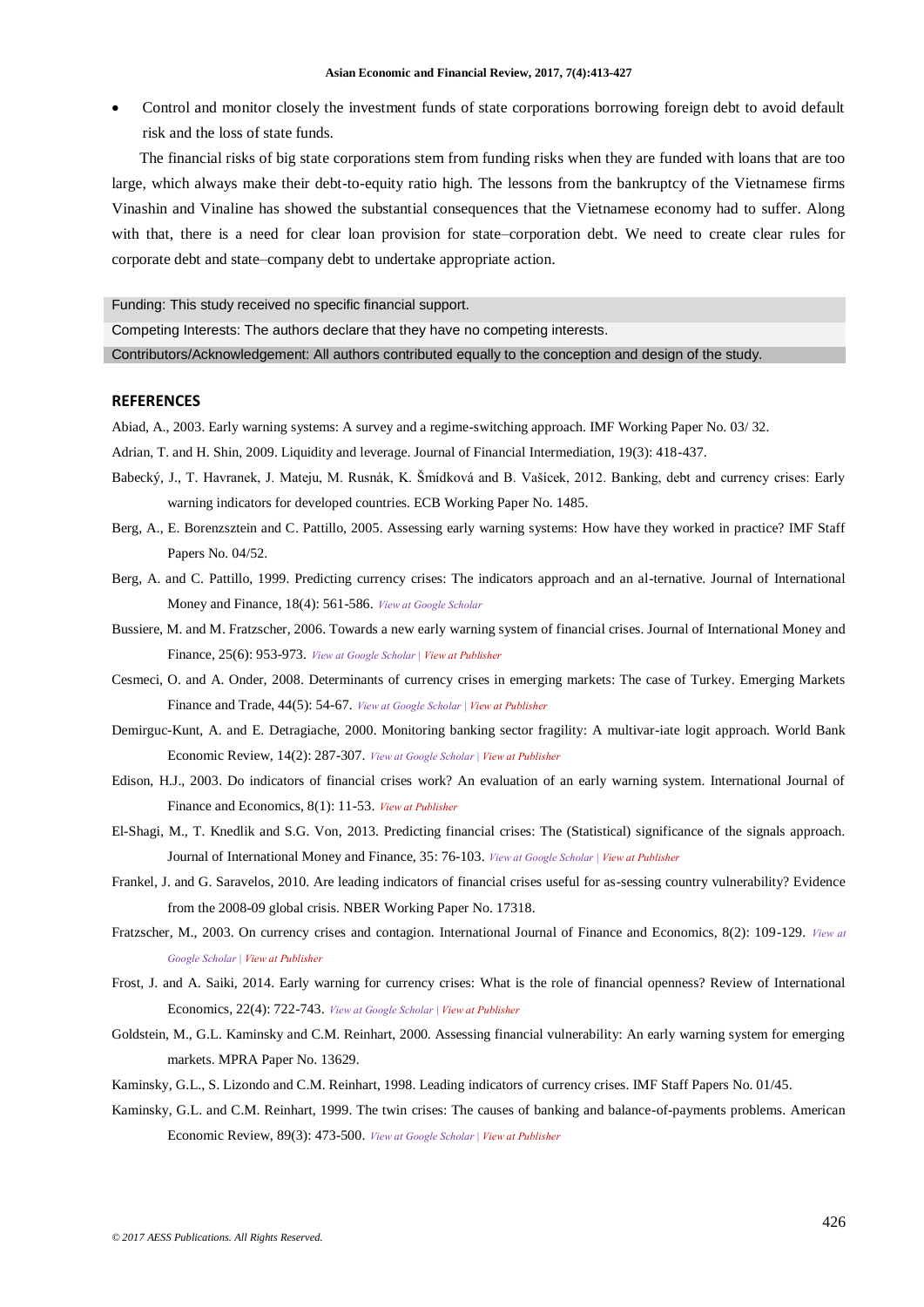- Control and monitor closely the investment funds of state corporations borrowing foreign debt to avoid default risk and the loss of state funds.

The financial risks of big state corporations stem from funding risks when they are funded with loans that are too large, which always make their debt-to-equity ratio high. The lessons from the bankruptcy of the Vietnamese firms Vinashin and Vinaline has showed the substantial consequences that the Vietnamese economy had to suffer. Along with that, there is a need for clear loan provision for state–corporation debt. We need to create clear rules for corporate debt and state–company debt to undertake appropriate action.

Funding: This study received no specific financial support.

Competing Interests: The authors declare that they have no competing interests.

Contributors/Acknowledgement: All authors contributed equally to the conception and design of the study.

## REFERENCES

Abiad, A., 2003. Early warning systems: A survey and a regime-switching approach. IMF Working Paper No. 03/ 32.

Adrian, T. and H. Shin, 2009. Liquidity and leverage. Journal of Financial Intermediation, 19(3): 418-437.

Babecký, J., T. Havranek, J. Mateju, M. Rusnák, K. Šmídková and B. Vašícek, 2012. Banking, debt and currency crises: Early warning indicators for developed countries. ECB Working Paper No. 1485.

Berg, A., E. Borenzsztein and C. Pattillo, 2005. Assessing early warning systems: How have they worked in practice? IMF Staff Papers No. 04/52.

Berg, A. and C. Pattillo, 1999. Predicting currency crises: The indicators approach and an al-ternative. Journal of International Money and Finance, 18(4): 561-586. *View at Google Scholar*

Bussiere, M. and M. Fratzscher, 2006. Towards a new early warning system of financial crises. Journal of International Money and Finance, 25(6): 953-973. *View at Google Scholar | View at Publisher*

Cesmeci, O. and A. Onder, 2008. Determinants of currency crises in emerging markets: The case of Turkey. Emerging Markets Finance and Trade, 44(5): 54-67. *View at Google Scholar | View at Publisher*

Demirguc-Kunt, A. and E. Detragiache, 2000. Monitoring banking sector fragility: A multivar-iate logit approach. World Bank Economic Review, 14(2): 287-307. *View at Google Scholar | View at Publisher*

Edison, H.J., 2003. Do indicators of financial crises work? An evaluation of an early warning system. International Journal of Finance and Economics, 8(1): 11-53. *View at Publisher*

El-Shagi, M., T. Knedlik and S.G. Von, 2013. Predicting financial crises: The (Statistical) significance of the signals approach. Journal of International Money and Finance, 35: 76-103. *View at Google Scholar | View at Publisher*

Frankel, J. and G. Saravelos, 2010. Are leading indicators of financial crises useful for as-sessing country vulnerability? Evidence from the 2008-09 global crisis. NBER Working Paper No. 17318.

Fratzscher, M., 2003. On currency crises and contagion. International Journal of Finance and Economics, 8(2): 109-129. *View at Google Scholar | View at Publisher*

Frost, J. and A. Saiki, 2014. Early warning for currency crises: What is the role of financial openness? Review of International Economics, 22(4): 722-743. *View at Google Scholar | View at Publisher*

Goldstein, M., G.L. Kaminsky and C.M. Reinhart, 2000. Assessing financial vulnerability: An early warning system for emerging markets. MPRA Paper No. 13629.

Kaminsky, G.L., S. Lizondo and C.M. Reinhart, 1998. Leading indicators of currency crises. IMF Staff Papers No. 01/45.

Kaminsky, G.L. and C.M. Reinhart, 1999. The twin crises: The causes of banking and balance-of-payments problems. American Economic Review, 89(3): 473-500. *View at Google Scholar | View at Publisher*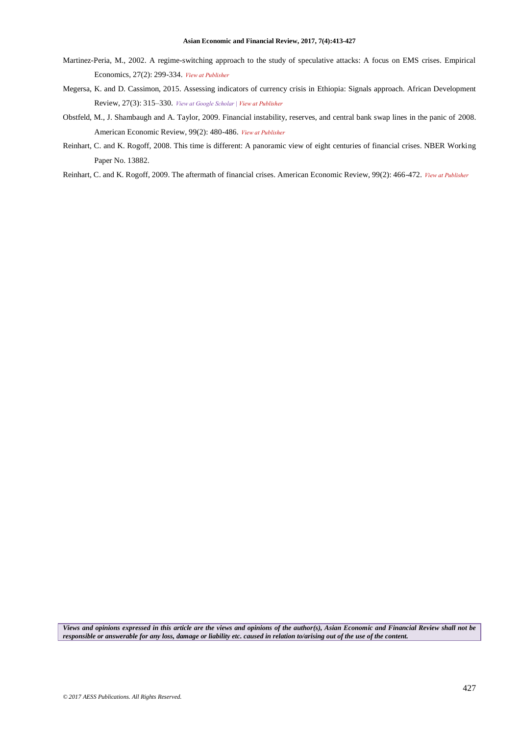Martinez-Peria, M., 2002. A regime-switching approach to the study of speculative attacks: A focus on EMS crises. Empirical Economics, 27(2): 299-334. *View at Publisher*

Megersa, K. and D. Cassimon, 2015. Assessing indicators of currency crisis in Ethiopia: Signals approach. African Development Review, 27(3): 315–330. *View at Google Scholar | View at Publisher*

Obstfeld, M., J. Shambaugh and A. Taylor, 2009. Financial instability, reserves, and central bank swap lines in the panic of 2008. American Economic Review, 99(2): 480-486. *View at Publisher*

Reinhart, C. and K. Rogoff, 2008. This time is different: A panoramic view of eight centuries of financial crises. NBER Working Paper No. 13882.

Reinhart, C. and K. Rogoff, 2009. The aftermath of financial crises. American Economic Review, 99(2): 466-472. *View at Publisher*

***Views and opinions expressed in this article are the views and opinions of the author(s), Asian Economic and Financial Review shall not be responsible or answerable for any loss, damage or liability etc. caused in relation to/arising out of the use of the content.***